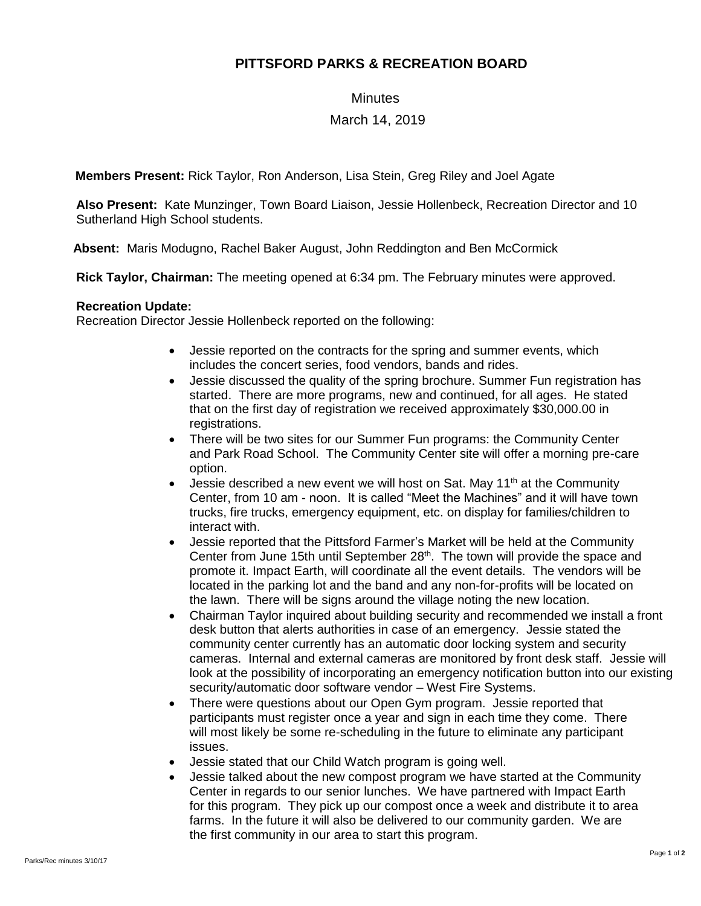# PITTSFORD PARKS & RECREATION BOARD

Minutes

March 14, 2019

**Members Present:** Rick Taylor, Ron Anderson, Lisa Stein, Greg Riley and Joel Agate

**Also Present:** Kate Munzinger, Town Board Liaison, Jessie Hollenbeck, Recreation Director and 10 Sutherland High School students.

**Absent:** Maris Modugno, Rachel Baker August, John Reddington and Ben McCormick

**Rick Taylor, Chairman:** The meeting opened at 6:34 pm. The February minutes were approved.

**Recreation Update:**

Recreation Director Jessie Hollenbeck reported on the following:

- Jessie reported on the contracts for the spring and summer events, which includes the concert series, food vendors, bands and rides.
- Jessie discussed the quality of the spring brochure. Summer Fun registration has started. There are more programs, new and continued, for all ages. He stated that on the first day of registration we received approximately $30,000.00 in registrations.
- There will be two sites for our Summer Fun programs: the Community Center and Park Road School. The Community Center site will offer a morning pre-care option.
- Jessie described a new event we will host on Sat. May 11th at the Community Center, from 10 am - noon. It is called "Meet the Machines" and it will have town trucks, fire trucks, emergency equipment, etc. on display for families/children to interact with.
- Jessie reported that the Pittsford Farmer's Market will be held at the Community Center from June 15th until September 28th. The town will provide the space and promote it. Impact Earth, will coordinate all the event details. The vendors will be located in the parking lot and the band and any non-for-profits will be located on the lawn. There will be signs around the village noting the new location.
- Chairman Taylor inquired about building security and recommended we install a front desk button that alerts authorities in case of an emergency. Jessie stated the community center currently has an automatic door locking system and security cameras. Internal and external cameras are monitored by front desk staff. Jessie will look at the possibility of incorporating an emergency notification button into our existing security/automatic door software vendor – West Fire Systems.
- There were questions about our Open Gym program. Jessie reported that participants must register once a year and sign in each time they come. There will most likely be some re-scheduling in the future to eliminate any participant issues.
- Jessie stated that our Child Watch program is going well.
- Jessie talked about the new compost program we have started at the Community Center in regards to our senior lunches. We have partnered with Impact Earth for this program. They pick up our compost once a week and distribute it to area farms. In the future it will also be delivered to our community garden. We are the first community in our area to start this program.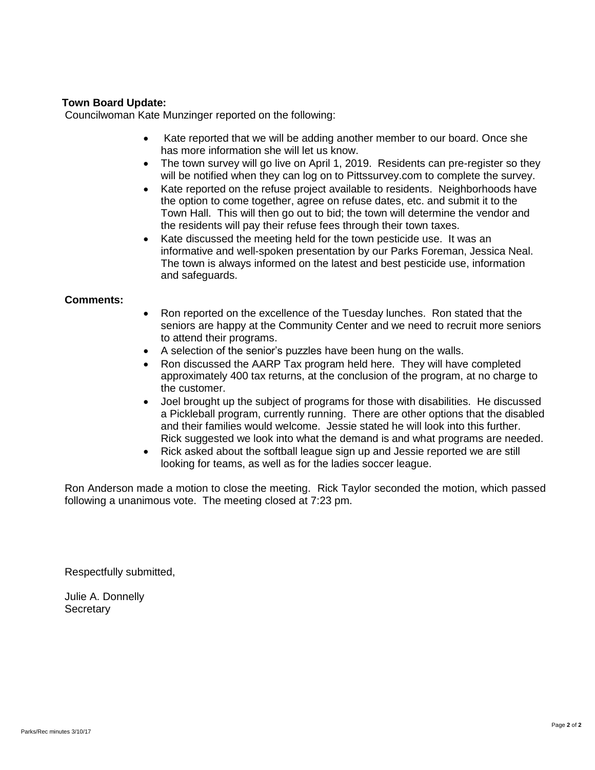**Town Board Update:**

Councilwoman Kate Munzinger reported on the following:

- Kate reported that we will be adding another member to our board. Once she has more information she will let us know.
- The town survey will go live on April 1, 2019. Residents can pre-register so they will be notified when they can log on to Pittssurvey.com to complete the survey.
- Kate reported on the refuse project available to residents. Neighborhoods have the option to come together, agree on refuse dates, etc. and submit it to the Town Hall. This will then go out to bid; the town will determine the vendor and the residents will pay their refuse fees through their town taxes.
- Kate discussed the meeting held for the town pesticide use. It was an informative and well-spoken presentation by our Parks Foreman, Jessica Neal. The town is always informed on the latest and best pesticide use, information and safeguards.

**Comments:**

- Ron reported on the excellence of the Tuesday lunches. Ron stated that the seniors are happy at the Community Center and we need to recruit more seniors to attend their programs.
- A selection of the senior's puzzles have been hung on the walls.
- Ron discussed the AARP Tax program held here. They will have completed approximately 400 tax returns, at the conclusion of the program, at no charge to the customer.
- Joel brought up the subject of programs for those with disabilities. He discussed a Pickleball program, currently running. There are other options that the disabled and their families would welcome. Jessie stated he will look into this further. Rick suggested we look into what the demand is and what programs are needed.
- Rick asked about the softball league sign up and Jessie reported we are still looking for teams, as well as for the ladies soccer league.

Ron Anderson made a motion to close the meeting. Rick Taylor seconded the motion, which passed following a unanimous vote. The meeting closed at 7:23 pm.

Respectfully submitted,

Julie A. Donnelly
Secretary